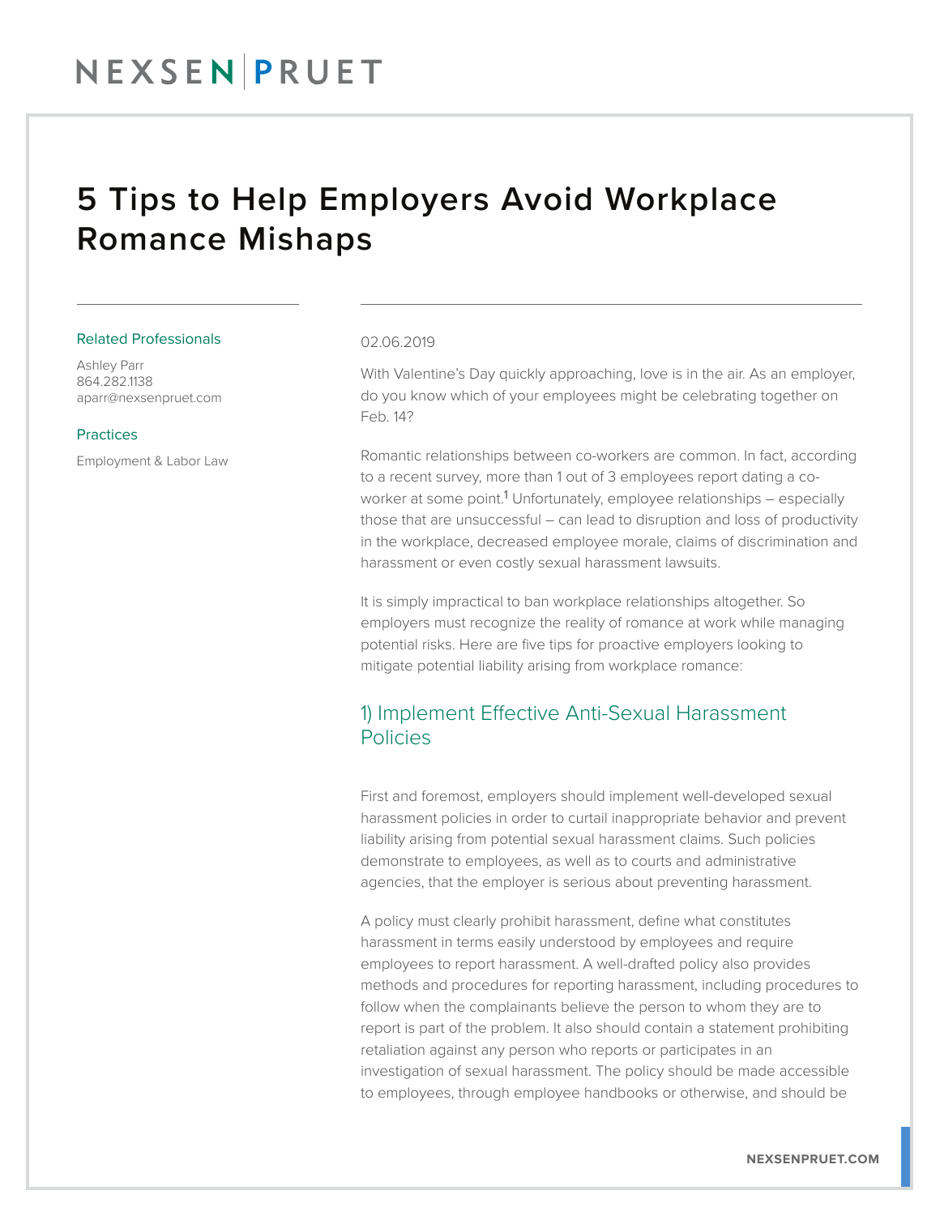# 5 Tips to Help Employers Avoid Workplace Romance Mishaps

**Related Professionals**

Ashley Parr
864.282.1138
aparr@nexsenpruet.com

**Practices**

Employment & Labor Law

02.06.2019

With Valentine's Day quickly approaching, love is in the air. As an employer, do you know which of your employees might be celebrating together on Feb. 14?

Romantic relationships between co-workers are common. In fact, according to a recent survey, more than 1 out of 3 employees report dating a co-worker at some point.[1] Unfortunately, employee relationships – especially those that are unsuccessful – can lead to disruption and loss of productivity in the workplace, decreased employee morale, claims of discrimination and harassment or even costly sexual harassment lawsuits.

It is simply impractical to ban workplace relationships altogether. So employers must recognize the reality of romance at work while managing potential risks. Here are five tips for proactive employers looking to mitigate potential liability arising from workplace romance:

## 1) Implement Effective Anti-Sexual Harassment Policies

First and foremost, employers should implement well-developed sexual harassment policies in order to curtail inappropriate behavior and prevent liability arising from potential sexual harassment claims. Such policies demonstrate to employees, as well as to courts and administrative agencies, that the employer is serious about preventing harassment.

A policy must clearly prohibit harassment, define what constitutes harassment in terms easily understood by employees and require employees to report harassment. A well-drafted policy also provides methods and procedures for reporting harassment, including procedures to follow when the complainants believe the person to whom they are to report is part of the problem. It also should contain a statement prohibiting retaliation against any person who reports or participates in an investigation of sexual harassment. The policy should be made accessible to employees, through employee handbooks or otherwise, and should be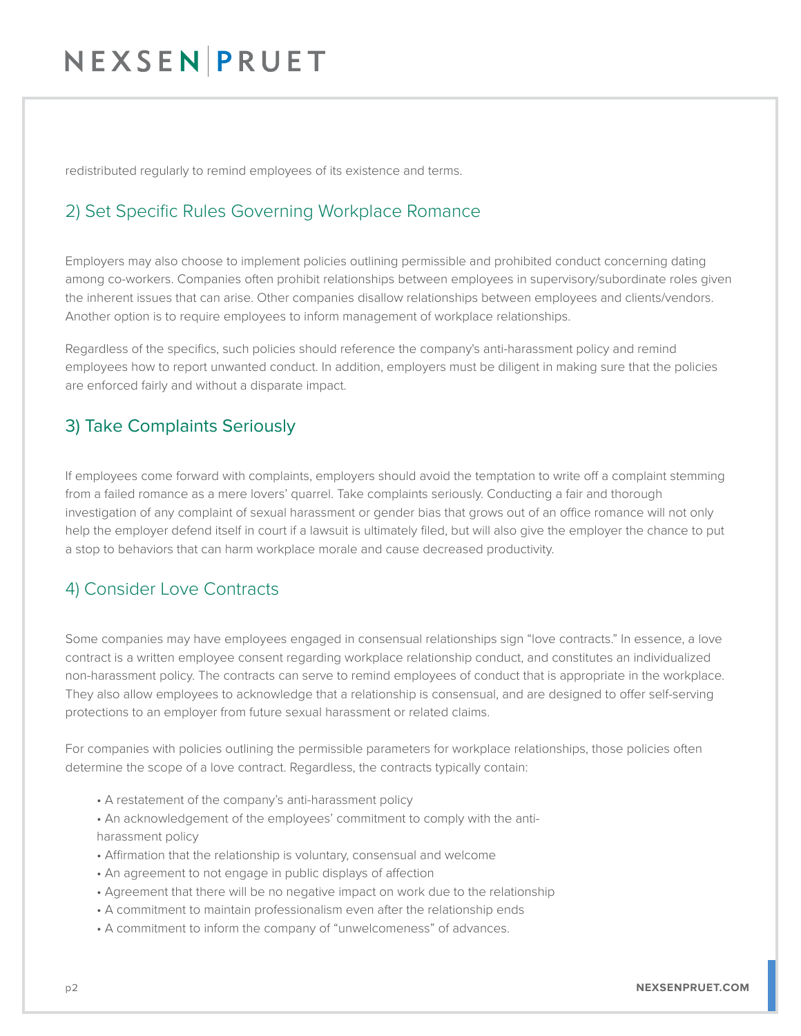redistributed regularly to remind employees of its existence and terms.

## 2) Set Specific Rules Governing Workplace Romance

Employers may also choose to implement policies outlining permissible and prohibited conduct concerning dating among co-workers. Companies often prohibit relationships between employees in supervisory/subordinate roles given the inherent issues that can arise. Other companies disallow relationships between employees and clients/vendors. Another option is to require employees to inform management of workplace relationships.

Regardless of the specifics, such policies should reference the company's anti-harassment policy and remind employees how to report unwanted conduct. In addition, employers must be diligent in making sure that the policies are enforced fairly and without a disparate impact.

## 3) Take Complaints Seriously

If employees come forward with complaints, employers should avoid the temptation to write off a complaint stemming from a failed romance as a mere lovers' quarrel. Take complaints seriously. Conducting a fair and thorough investigation of any complaint of sexual harassment or gender bias that grows out of an office romance will not only help the employer defend itself in court if a lawsuit is ultimately filed, but will also give the employer the chance to put a stop to behaviors that can harm workplace morale and cause decreased productivity.

## 4) Consider Love Contracts

Some companies may have employees engaged in consensual relationships sign "love contracts." In essence, a love contract is a written employee consent regarding workplace relationship conduct, and constitutes an individualized non-harassment policy. The contracts can serve to remind employees of conduct that is appropriate in the workplace. They also allow employees to acknowledge that a relationship is consensual, and are designed to offer self-serving protections to an employer from future sexual harassment or related claims.

For companies with policies outlining the permissible parameters for workplace relationships, those policies often determine the scope of a love contract. Regardless, the contracts typically contain:

- A restatement of the company's anti-harassment policy
- An acknowledgement of the employees' commitment to comply with the anti-harassment policy
- Affirmation that the relationship is voluntary, consensual and welcome
- An agreement to not engage in public displays of affection
- Agreement that there will be no negative impact on work due to the relationship
- A commitment to maintain professionalism even after the relationship ends
- A commitment to inform the company of "unwelcomeness" of advances.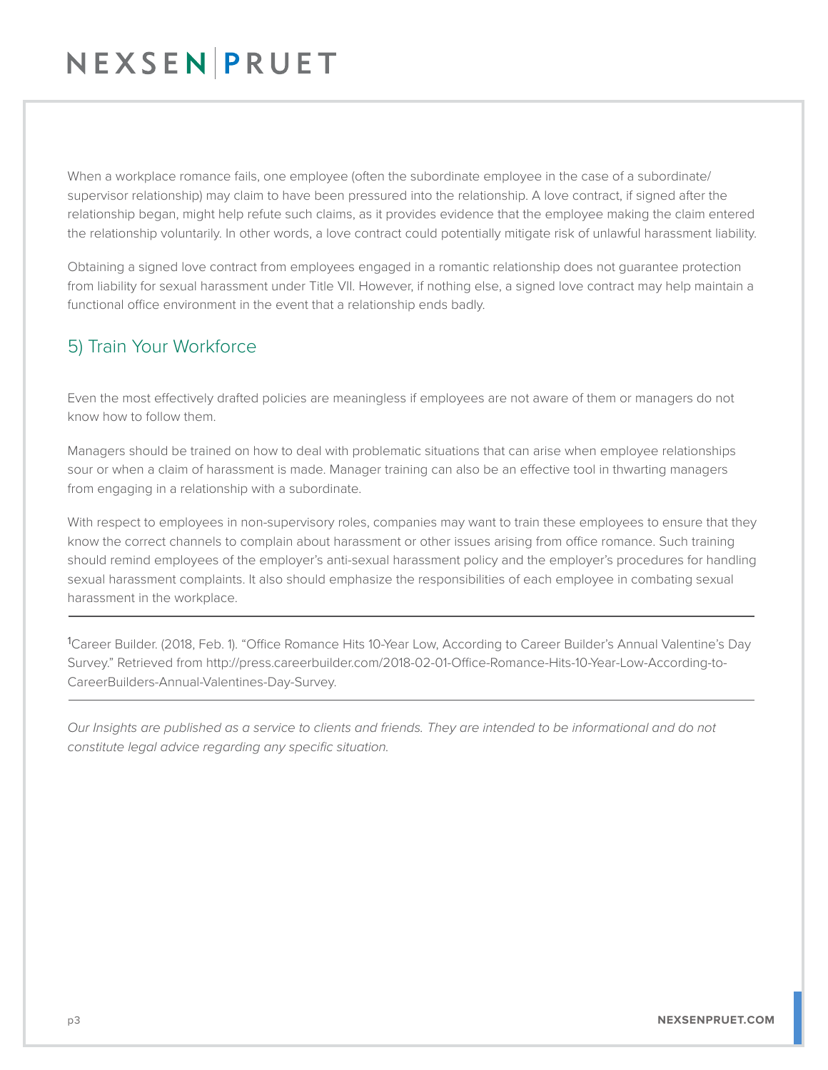When a workplace romance fails, one employee (often the subordinate employee in the case of a subordinate/supervisor relationship) may claim to have been pressured into the relationship. A love contract, if signed after the relationship began, might help refute such claims, as it provides evidence that the employee making the claim entered the relationship voluntarily. In other words, a love contract could potentially mitigate risk of unlawful harassment liability.

Obtaining a signed love contract from employees engaged in a romantic relationship does not guarantee protection from liability for sexual harassment under Title VII. However, if nothing else, a signed love contract may help maintain a functional office environment in the event that a relationship ends badly.

## 5) Train Your Workforce

Even the most effectively drafted policies are meaningless if employees are not aware of them or managers do not know how to follow them.

Managers should be trained on how to deal with problematic situations that can arise when employee relationships sour or when a claim of harassment is made. Manager training can also be an effective tool in thwarting managers from engaging in a relationship with a subordinate.

With respect to employees in non-supervisory roles, companies may want to train these employees to ensure that they know the correct channels to complain about harassment or other issues arising from office romance. Such training should remind employees of the employer's anti-sexual harassment policy and the employer's procedures for handling sexual harassment complaints. It also should emphasize the responsibilities of each employee in combating sexual harassment in the workplace.

---

[1]Career Builder. (2018, Feb. 1). "Office Romance Hits 10-Year Low, According to Career Builder's Annual Valentine's Day Survey." Retrieved from http://press.careerbuilder.com/2018-02-01-Office-Romance-Hits-10-Year-Low-According-to-CareerBuilders-Annual-Valentines-Day-Survey.

---

*Our Insights are published as a service to clients and friends. They are intended to be informational and do not constitute legal advice regarding any specific situation.*